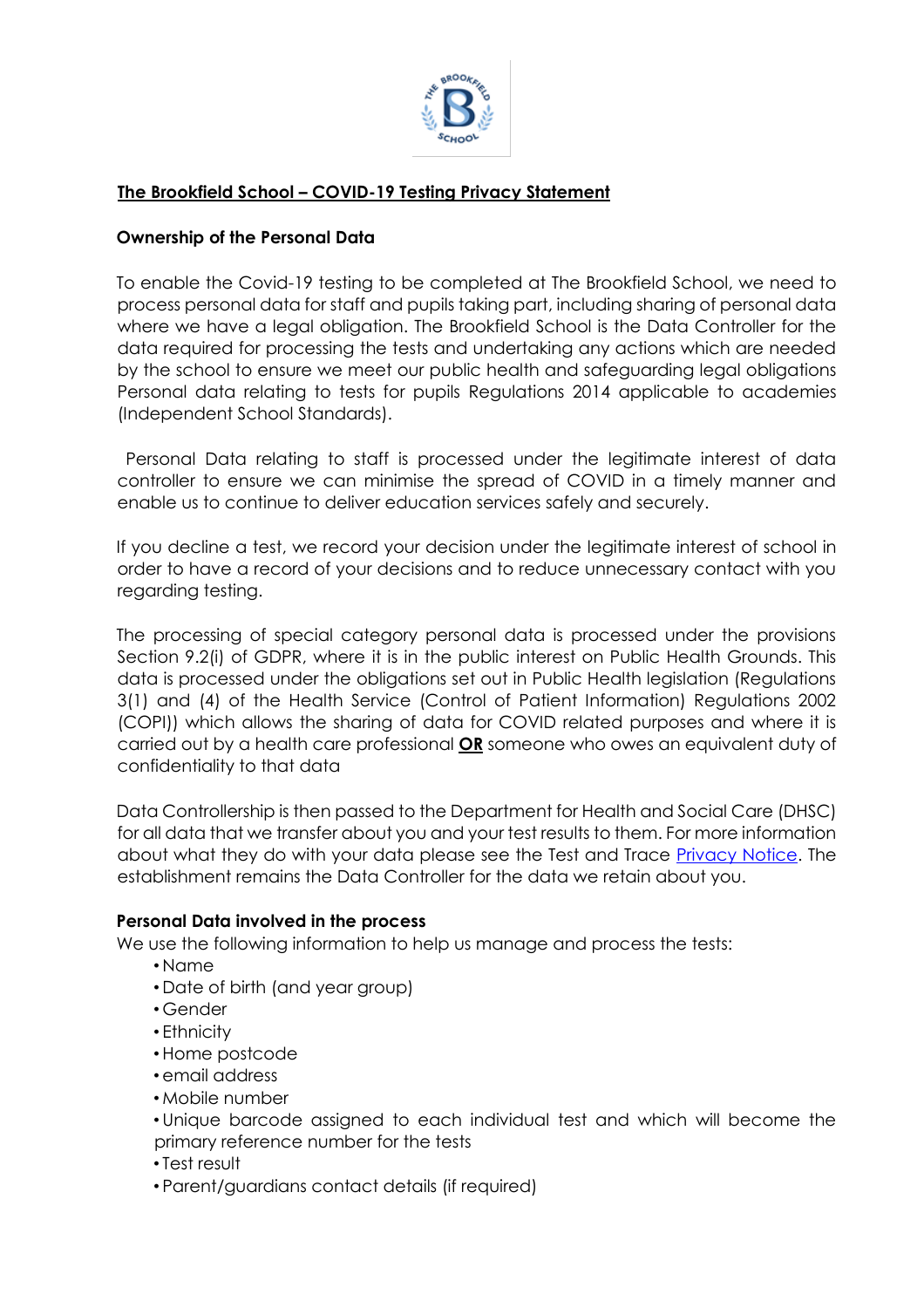# The Brookfield School – COVID-19 Testing Privacy Statement

## Ownership of the Personal Data

To enable the Covid-19 testing to be completed at The Brookfield School, we need to process personal data for staff and pupils taking part, including sharing of personal data where we have a legal obligation. The Brookfield School is the Data Controller for the data required for processing the tests and undertaking any actions which are needed by the school to ensure we meet our public health and safeguarding legal obligations Personal data relating to tests for pupils Regulations 2014 applicable to academies (Independent School Standards).

Personal Data relating to staff is processed under the legitimate interest of data controller to ensure we can minimise the spread of COVID in a timely manner and enable us to continue to deliver education services safely and securely.

If you decline a test, we record your decision under the legitimate interest of school in order to have a record of your decisions and to reduce unnecessary contact with you regarding testing.

The processing of special category personal data is processed under the provisions Section 9.2(i) of GDPR, where it is in the public interest on Public Health Grounds. This data is processed under the obligations set out in Public Health legislation (Regulations 3(1) and (4) of the Health Service (Control of Patient Information) Regulations 2002 (COPI)) which allows the sharing of data for COVID related purposes and where it is carried out by a health care professional **OR** someone who owes an equivalent duty of confidentiality to that data

Data Controllership is then passed to the Department for Health and Social Care (DHSC) for all data that we transfer about you and your test results to them. For more information about what they do with your data please see the Test and Trace Privacy Notice. The establishment remains the Data Controller for the data we retain about you.

## Personal Data involved in the process

We use the following information to help us manage and process the tests:

- Name
- Date of birth (and year group)
- Gender
- Ethnicity
- Home postcode
- email address
- Mobile number
- Unique barcode assigned to each individual test and which will become the primary reference number for the tests
- Test result
- Parent/guardians contact details (if required)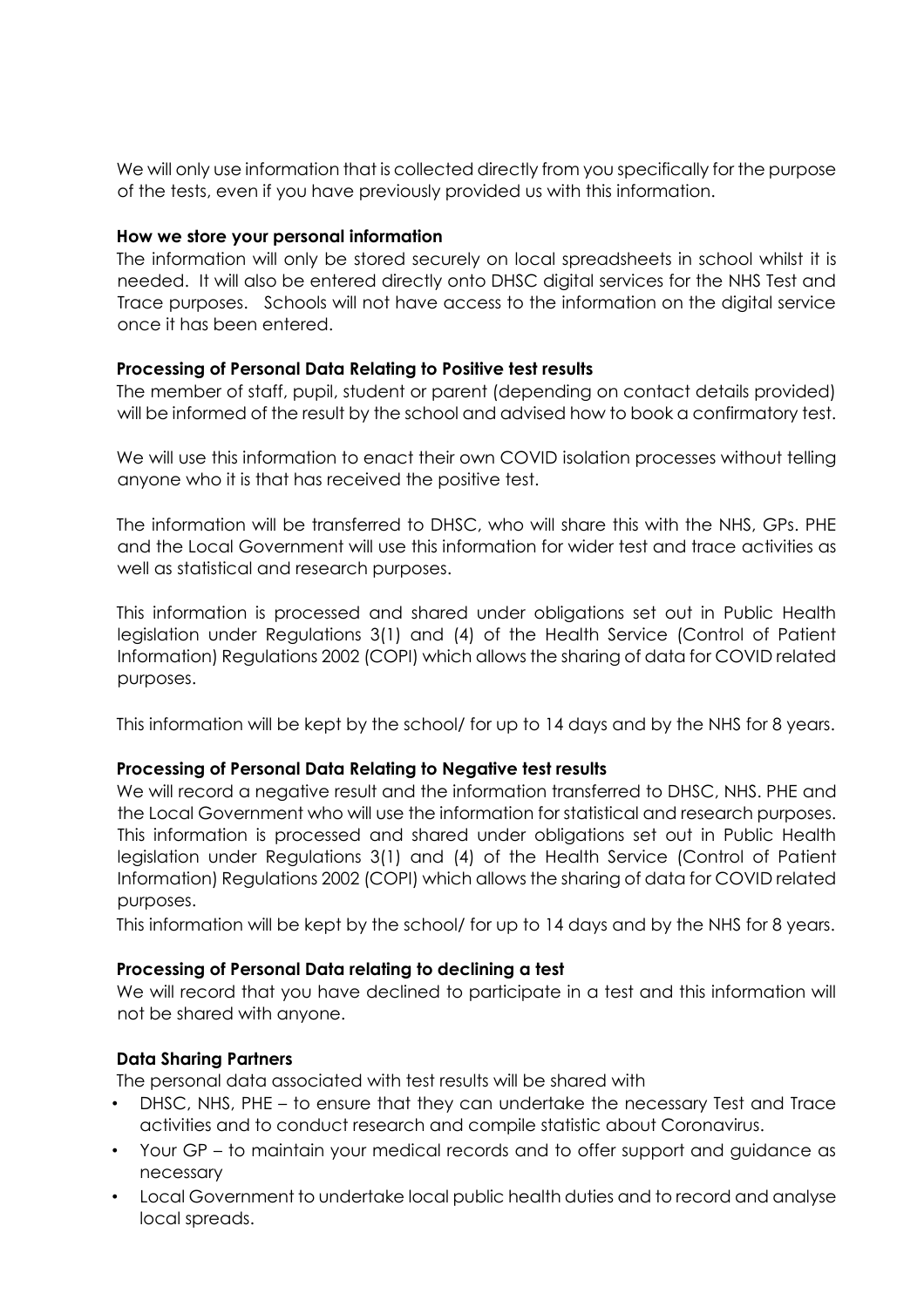We will only use information that is collected directly from you specifically for the purpose of the tests, even if you have previously provided us with this information.

**How we store your personal information**

The information will only be stored securely on local spreadsheets in school whilst it is needed. It will also be entered directly onto DHSC digital services for the NHS Test and Trace purposes. Schools will not have access to the information on the digital service once it has been entered.

**Processing of Personal Data Relating to Positive test results**

The member of staff, pupil, student or parent (depending on contact details provided) will be informed of the result by the school and advised how to book a confirmatory test.

We will use this information to enact their own COVID isolation processes without telling anyone who it is that has received the positive test.

The information will be transferred to DHSC, who will share this with the NHS, GPs. PHE and the Local Government will use this information for wider test and trace activities as well as statistical and research purposes.

This information is processed and shared under obligations set out in Public Health legislation under Regulations 3(1) and (4) of the Health Service (Control of Patient Information) Regulations 2002 (COPI) which allows the sharing of data for COVID related purposes.

This information will be kept by the school/ for up to 14 days and by the NHS for 8 years.

**Processing of Personal Data Relating to Negative test results**

We will record a negative result and the information transferred to DHSC, NHS. PHE and the Local Government who will use the information for statistical and research purposes. This information is processed and shared under obligations set out in Public Health legislation under Regulations 3(1) and (4) of the Health Service (Control of Patient Information) Regulations 2002 (COPI) which allows the sharing of data for COVID related purposes.

This information will be kept by the school/ for up to 14 days and by the NHS for 8 years.

**Processing of Personal Data relating to declining a test**

We will record that you have declined to participate in a test and this information will not be shared with anyone.

**Data Sharing Partners**

The personal data associated with test results will be shared with

- DHSC, NHS, PHE – to ensure that they can undertake the necessary Test and Trace activities and to conduct research and compile statistic about Coronavirus.
- Your GP – to maintain your medical records and to offer support and guidance as necessary
- Local Government to undertake local public health duties and to record and analyse local spreads.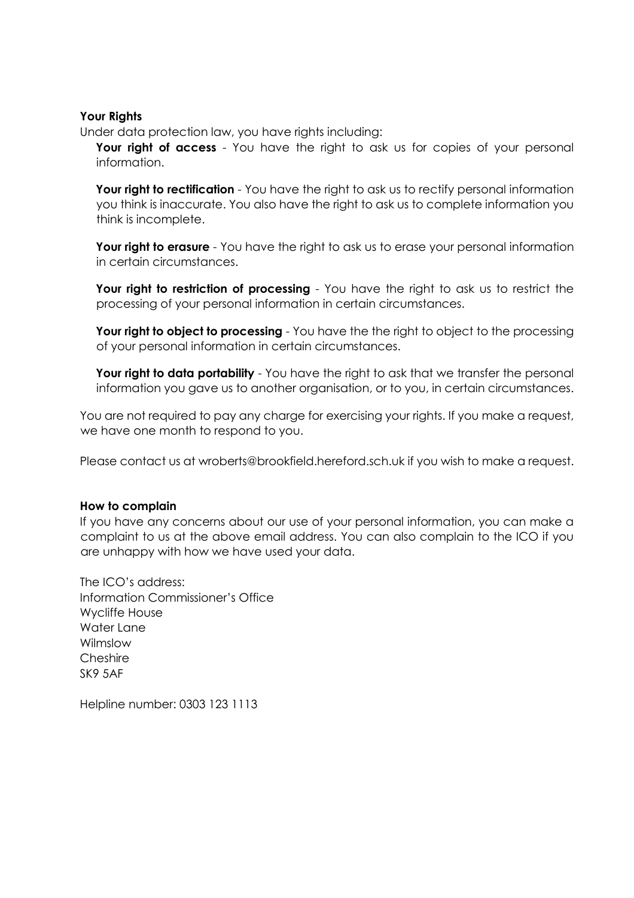**Your Rights**

Under data protection law, you have rights including:

**Your right of access** - You have the right to ask us for copies of your personal information.

**Your right to rectification** - You have the right to ask us to rectify personal information you think is inaccurate. You also have the right to ask us to complete information you think is incomplete.

**Your right to erasure** - You have the right to ask us to erase your personal information in certain circumstances.

**Your right to restriction of processing** - You have the right to ask us to restrict the processing of your personal information in certain circumstances.

**Your right to object to processing** - You have the the right to object to the processing of your personal information in certain circumstances.

**Your right to data portability** - You have the right to ask that we transfer the personal information you gave us to another organisation, or to you, in certain circumstances.

You are not required to pay any charge for exercising your rights. If you make a request, we have one month to respond to you.

Please contact us at wroberts@brookfield.hereford.sch.uk if you wish to make a request.

**How to complain**

If you have any concerns about our use of your personal information, you can make a complaint to us at the above email address. You can also complain to the ICO if you are unhappy with how we have used your data.

The ICO's address:
Information Commissioner's Office
Wycliffe House
Water Lane
Wilmslow
Cheshire
SK9 5AF

Helpline number: 0303 123 1113